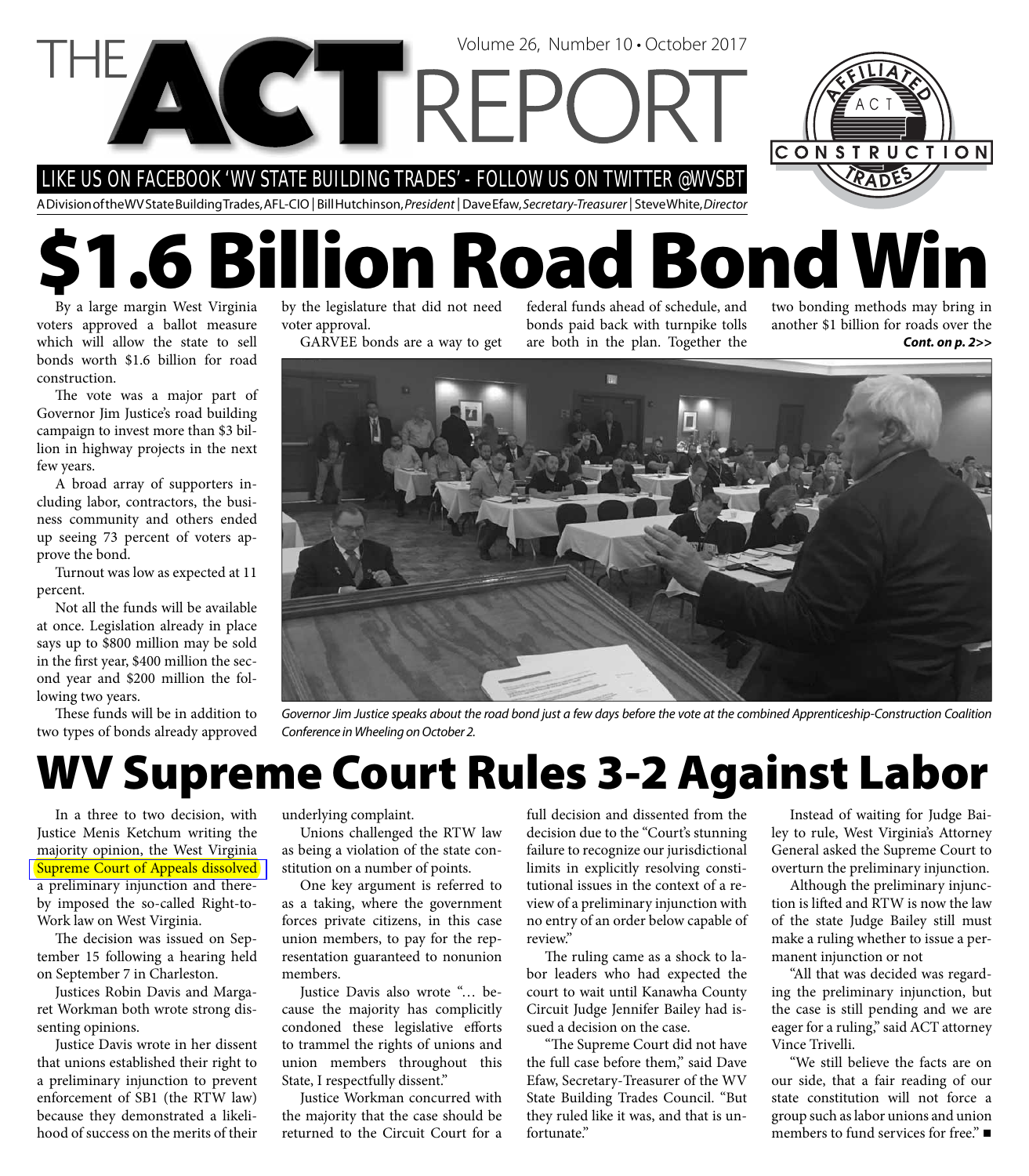# THE ACT REPORT

Volume 26, Number 10 • October 2017

LIKE US ON FACEBOOK 'WV STATE BUILDING TRADES' - FOLLOW US ON TWITTER @WVSBT

A Division of the WV State Building Trades, AFL-CIO | Bill Hutchinson, *President* | Dave Efaw, *Secretary-Treasurer* | Steve White, *Director*

# $1.6 Billion Road Bond Win

By a large margin West Virginia voters approved a ballot measure which will allow the state to sell bonds worth $1.6 billion for road construction.

The vote was a major part of Governor Jim Justice's road building campaign to invest more than $3 billion in highway projects in the next few years.

A broad array of supporters including labor, contractors, the business community and others ended up seeing 73 percent of voters approve the bond.

Turnout was low as expected at 11 percent.

Not all the funds will be available at once. Legislation already in place says up to $800 million may be sold in the first year, $400 million the second year and $200 million the following two years.

These funds will be in addition to two types of bonds already approved by the legislature that did not need voter approval.

GARVEE bonds are a way to get federal funds ahead of schedule, and bonds paid back with turnpike tolls are both in the plan. Together the two bonding methods may bring in another $1 billion for roads over the ***Cont. on p. 2>>***

*Governor Jim Justice speaks about the road bond just a few days before the vote at the combined Apprenticeship-Construction Coalition Conference in Wheeling on October 2.*

# WV Supreme Court Rules 3-2 Against Labor

In a three to two decision, with Justice Menis Ketchum writing the majority opinion, the West Virginia Supreme Court of Appeals dissolved a preliminary injunction and thereby imposed the so-called Right-to-Work law on West Virginia.

The decision was issued on September 15 following a hearing held on September 7 in Charleston.

Justices Robin Davis and Margaret Workman both wrote strong dissenting opinions.

Justice Davis wrote in her dissent that unions established their right to a preliminary injunction to prevent enforcement of SB1 (the RTW law) because they demonstrated a likelihood of success on the merits of their underlying complaint.

Unions challenged the RTW law as being a violation of the state constitution on a number of points.

One key argument is referred to as a taking, where the government forces private citizens, in this case union members, to pay for the representation guaranteed to nonunion members.

Justice Davis also wrote "… because the majority has complicitly condoned these legislative efforts to trammel the rights of unions and union members throughout this State, I respectfully dissent."

Justice Workman concurred with the majority that the case should be returned to the Circuit Court for a full decision and dissented from the decision due to the "Court's stunning failure to recognize our jurisdictional limits in explicitly resolving constitutional issues in the context of a review of a preliminary injunction with no entry of an order below capable of review."

The ruling came as a shock to labor leaders who had expected the court to wait until Kanawha County Circuit Judge Jennifer Bailey had issued a decision on the case.

"The Supreme Court did not have the full case before them," said Dave Efaw, Secretary-Treasurer of the WV State Building Trades Council. "But they ruled like it was, and that is unfortunate."

Instead of waiting for Judge Bailey to rule, West Virginia's Attorney General asked the Supreme Court to overturn the preliminary injunction.

Although the preliminary injunction is lifted and RTW is now the law of the state Judge Bailey still must make a ruling whether to issue a permanent injunction or not

"All that was decided was regarding the preliminary injunction, but the case is still pending and we are eager for a ruling," said ACT attorney Vince Trivelli.

"We still believe the facts are on our side, that a fair reading of our state constitution will not force a group such as labor unions and union members to fund services for free." ■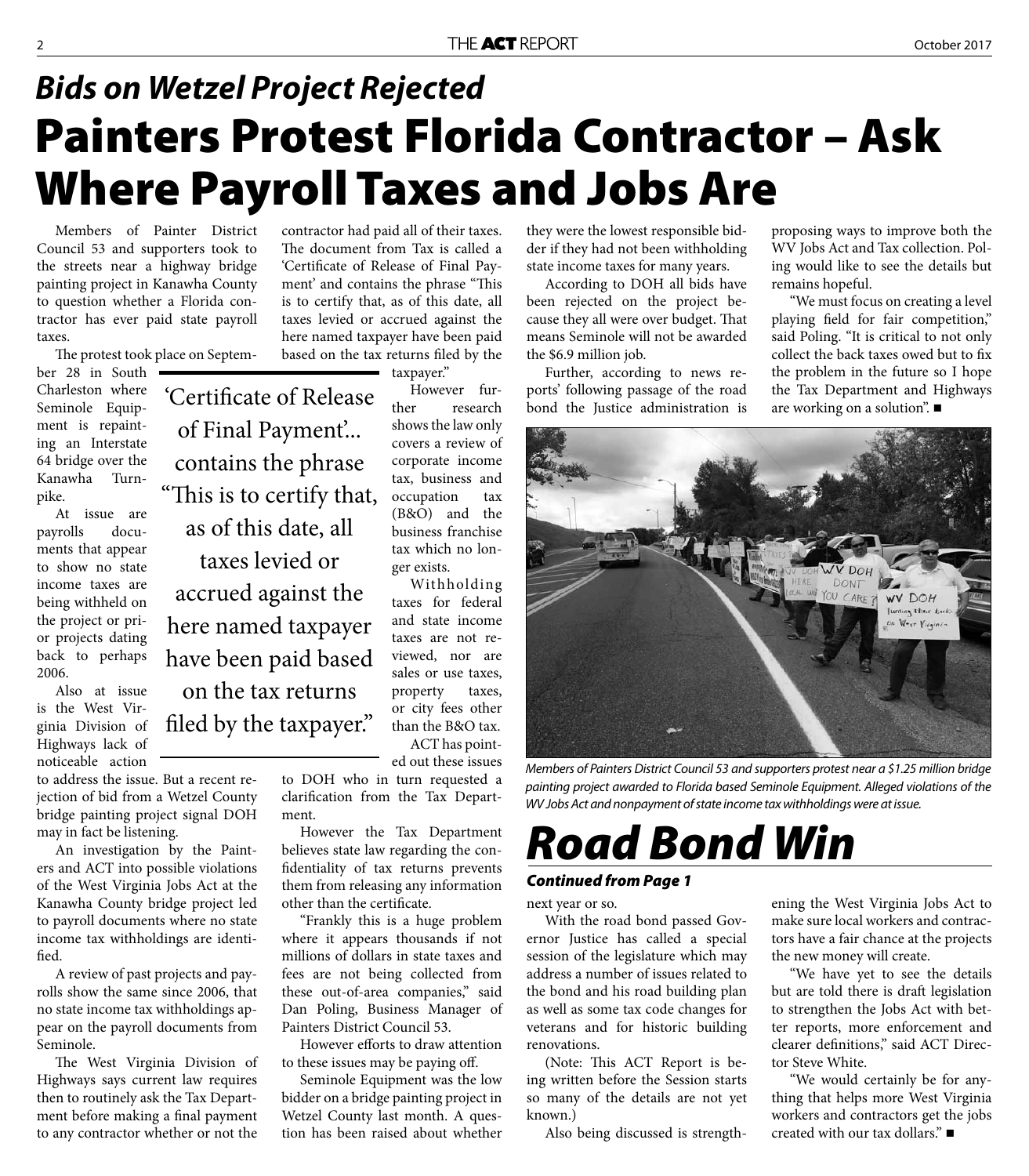## *Bids on Wetzel Project Rejected*

# Painters Protest Florida Contractor – Ask Where Payroll Taxes and Jobs Are

Members of Painter District Council 53 and supporters took to the streets near a highway bridge painting project in Kanawha County to question whether a Florida contractor has ever paid state payroll taxes.

The protest took place on September 28 in South Charleston where Seminole Equipment is repainting an Interstate 64 bridge over the Kanawha Turnpike.

At issue are payrolls documents that appear to show no state income taxes are being withheld on the project or prior projects dating back to perhaps 2006.

Also at issue is the West Virginia Division of Highways lack of noticeable action to address the issue. But a recent rejection of bid from a Wetzel County bridge painting project signal DOH may in fact be listening.

An investigation by the Painters and ACT into possible violations of the West Virginia Jobs Act at the Kanawha County bridge project led to payroll documents where no state income tax withholdings are identified.

A review of past projects and payrolls show the same since 2006, that no state income tax withholdings appear on the payroll documents from Seminole.

The West Virginia Division of Highways says current law requires then to routinely ask the Tax Department before making a final payment to any contractor whether or not the contractor had paid all of their taxes. The document from Tax is called a 'Certificate of Release of Final Payment' and contains the phrase "This is to certify that, as of this date, all taxes levied or accrued against the here named taxpayer have been paid based on the tax returns filed by the taxpayer."

> 'Certificate of Release of Final Payment'... contains the phrase "This is to certify that, as of this date, all taxes levied or accrued against the here named taxpayer have been paid based on the tax returns filed by the taxpayer."

However further research shows the law only covers a review of corporate income tax, business and occupation tax (B&O) and the business franchise tax which no longer exists.

Withholding taxes for federal and state income taxes are not reviewed, nor are sales or use taxes, property taxes, or city fees other than the B&O tax.

ACT has pointed out these issues to DOH who in turn requested a clarification from the Tax Department.

However the Tax Department believes state law regarding the confidentiality of tax returns prevents them from releasing any information other than the certificate.

"Frankly this is a huge problem where it appears thousands if not millions of dollars in state taxes and fees are not being collected from these out-of-area companies," said Dan Poling, Business Manager of Painters District Council 53.

However efforts to draw attention to these issues may be paying off.

Seminole Equipment was the low bidder on a bridge painting project in Wetzel County last month. A question has been raised about whether they were the lowest responsible bidder if they had not been withholding state income taxes for many years.

According to DOH all bids have been rejected on the project because they all were over budget. That means Seminole will not be awarded the $6.9 million job.

Further, according to news reports' following passage of the road bond the Justice administration is proposing ways to improve both the WV Jobs Act and Tax collection. Poling would like to see the details but remains hopeful.

"We must focus on creating a level playing field for fair competition," said Poling. "It is critical to not only collect the back taxes owed but to fix the problem in the future so I hope the Tax Department and Highways are working on a solution". ■

*Members of Painters District Council 53 and supporters protest near a $1.25 million bridge painting project awarded to Florida based Seminole Equipment. Alleged violations of the WV Jobs Act and nonpayment of state income tax withholdings were at issue.*

# *Road Bond Win*

***Continued from Page 1***

next year or so.

With the road bond passed Governor Justice has called a special session of the legislature which may address a number of issues related to the bond and his road building plan as well as some tax code changes for veterans and for historic building renovations.

(Note: This ACT Report is being written before the Session starts so many of the details are not yet known.)

Also being discussed is strengthening the West Virginia Jobs Act to make sure local workers and contractors have a fair chance at the projects the new money will create.

"We have yet to see the details but are told there is draft legislation to strengthen the Jobs Act with better reports, more enforcement and clearer definitions," said ACT Director Steve White.

"We would certainly be for anything that helps more West Virginia workers and contractors get the jobs created with our tax dollars." ■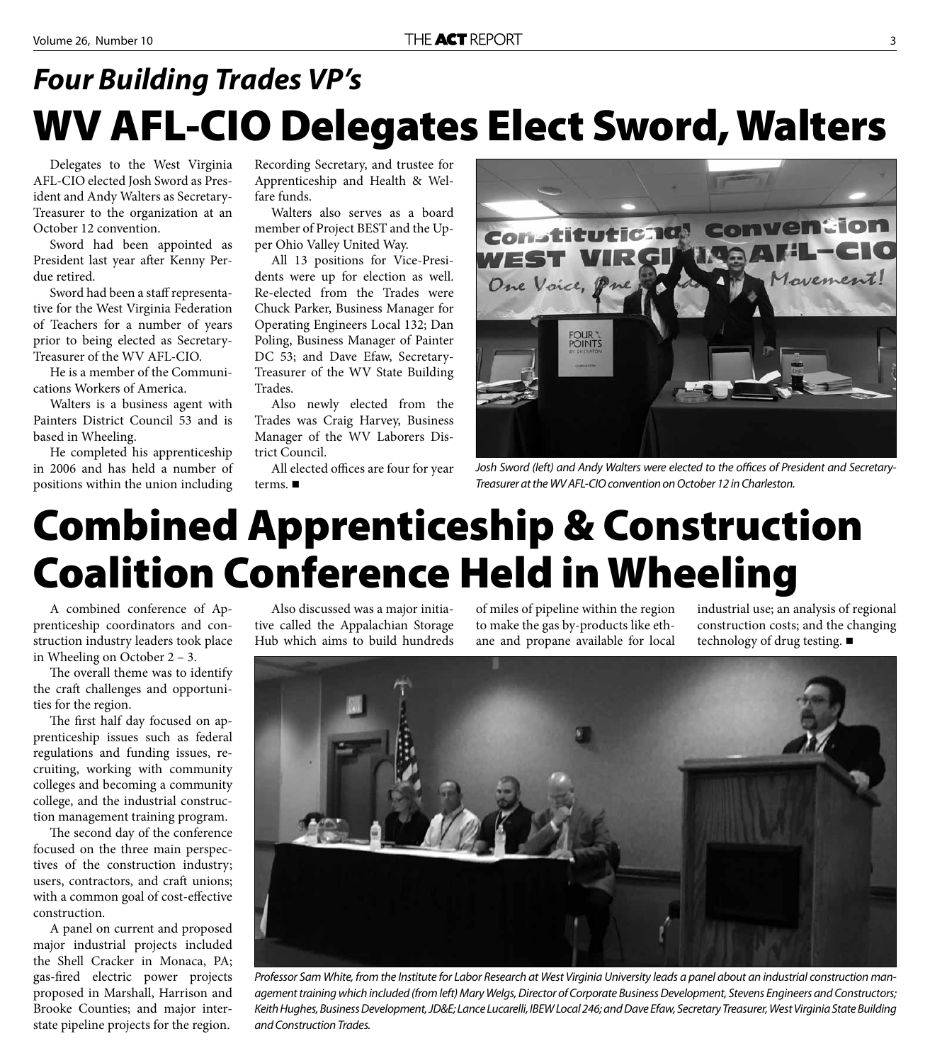## *Four Building Trades VP's*

# WV AFL-CIO Delegates Elect Sword, Walters

Delegates to the West Virginia AFL-CIO elected Josh Sword as President and Andy Walters as Secretary-Treasurer to the organization at an October 12 convention.

Sword had been appointed as President last year after Kenny Perdue retired.

Sword had been a staff representative for the West Virginia Federation of Teachers for a number of years prior to being elected as Secretary-Treasurer of the WV AFL-CIO.

He is a member of the Communications Workers of America.

Walters is a business agent with Painters District Council 53 and is based in Wheeling.

He completed his apprenticeship in 2006 and has held a number of positions within the union including Recording Secretary, and trustee for Apprenticeship and Health & Welfare funds.

Walters also serves as a board member of Project BEST and the Upper Ohio Valley United Way.

All 13 positions for Vice-Presidents were up for election as well. Re-elected from the Trades were Chuck Parker, Business Manager for Operating Engineers Local 132; Dan Poling, Business Manager of Painter DC 53; and Dave Efaw, Secretary-Treasurer of the WV State Building Trades.

Also newly elected from the Trades was Craig Harvey, Business Manager of the WV Laborers District Council.

All elected offices are four for year terms. ■

*Josh Sword (left) and Andy Walters were elected to the offices of President and Secretary-Treasurer at the WV AFL-CIO convention on October 12 in Charleston.*

# Combined Apprenticeship & Construction Coalition Conference Held in Wheeling

A combined conference of Apprenticeship coordinators and construction industry leaders took place in Wheeling on October 2 – 3.

The overall theme was to identify the craft challenges and opportunities for the region.

The first half day focused on apprenticeship issues such as federal regulations and funding issues, recruiting, working with community colleges and becoming a community college, and the industrial construction management training program.

The second day of the conference focused on the three main perspectives of the construction industry; users, contractors, and craft unions; with a common goal of cost-effective construction.

A panel on current and proposed major industrial projects included the Shell Cracker in Monaca, PA; gas-fired electric power projects proposed in Marshall, Harrison and Brooke Counties; and major interstate pipeline projects for the region.

Also discussed was a major initiative called the Appalachian Storage Hub which aims to build hundreds of miles of pipeline within the region to make the gas by-products like ethane and propane available for local industrial use; an analysis of regional construction costs; and the changing technology of drug testing. ■

*Professor Sam White, from the Institute for Labor Research at West Virginia University leads a panel about an industrial construction management training which included (from left) Mary Welgs, Director of Corporate Business Development, Stevens Engineers and Constructors; Keith Hughes, Business Development, JD&E; Lance Lucarelli, IBEW Local 246; and Dave Efaw, Secretary Treasurer, West Virginia State Building and Construction Trades.*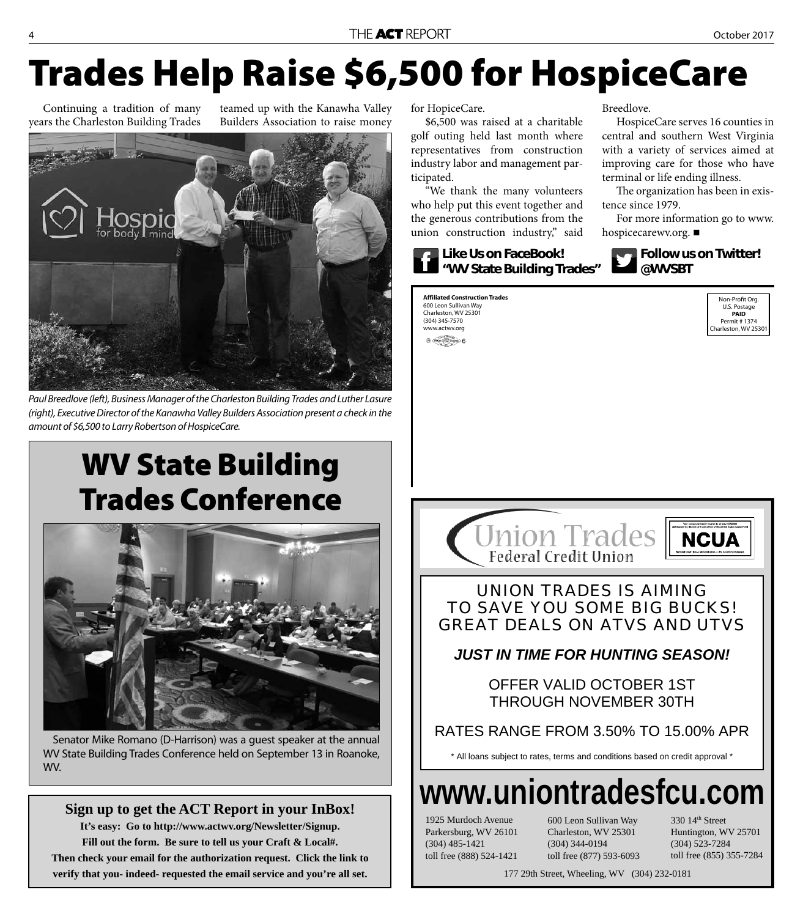# Trades Help Raise $6,500 for HospiceCare

Continuing a tradition of many years the Charleston Building Trades teamed up with the Kanawha Valley Builders Association to raise money for HopiceCare.

$6,500 was raised at a charitable golf outing held last month where representatives from construction industry labor and management participated.

"We thank the many volunteers who help put this event together and the generous contributions from the union construction industry," said Breedlove.

HospiceCare serves 16 counties in central and southern West Virginia with a variety of services aimed at improving care for those who have terminal or life ending illness.

The organization has been in existence since 1979.

For more information go to www.hospicecarewv.org. ■

*Paul Breedlove (left), Business Manager of the Charleston Building Trades and Luther Lasure (right), Executive Director of the Kanawha Valley Builders Association present a check in the amount of $6,500 to Larry Robertson of HospiceCare.*

**Like Us on FaceBook! "WV State Building Trades"**

**Follow us on Twitter! @WVSBT**

**Affiliated Construction Trades**
600 Leon Sullivan Way
Charleston, WV 25301
(304) 345-7570
www.actwv.org

Non-Profit Org.
U.S. Postage
**PAID**
Permit # 1374
Charleston, WV 25301

## WV State Building Trades Conference

Senator Mike Romano (D-Harrison) was a guest speaker at the annual WV State Building Trades Conference held on September 13 in Roanoke, WV.

**Sign up to get the ACT Report in your InBox!**

**It's easy: Go to http://www.actwv.org/Newsletter/Signup.**
**Fill out the form. Be sure to tell us your Craft & Local#.**
**Then check your email for the authorization request. Click the link to verify that you- indeed- requested the email service and you're all set.**

Union Trades Federal Credit Union

NCUA

UNION TRADES IS AIMING TO SAVE YOU SOME BIG BUCKS! GREAT DEALS ON ATVS AND UTVS

***JUST IN TIME FOR HUNTING SEASON!***

OFFER VALID OCTOBER 1ST THROUGH NOVEMBER 30TH

RATES RANGE FROM 3.50% TO 15.00% APR

\* All loans subject to rates, terms and conditions based on credit approval \*

**www.uniontradesfcu.com**

1925 Murdoch Avenue
Parkersburg, WV 26101
(304) 485-1421
toll free (888) 524-1421

600 Leon Sullivan Way
Charleston, WV 25301
(304) 344-0194
toll free (877) 593-6093

330 14th Street
Huntington, WV 25701
(304) 523-7284
toll free (855) 355-7284

177 29th Street, Wheeling, WV (304) 232-0181